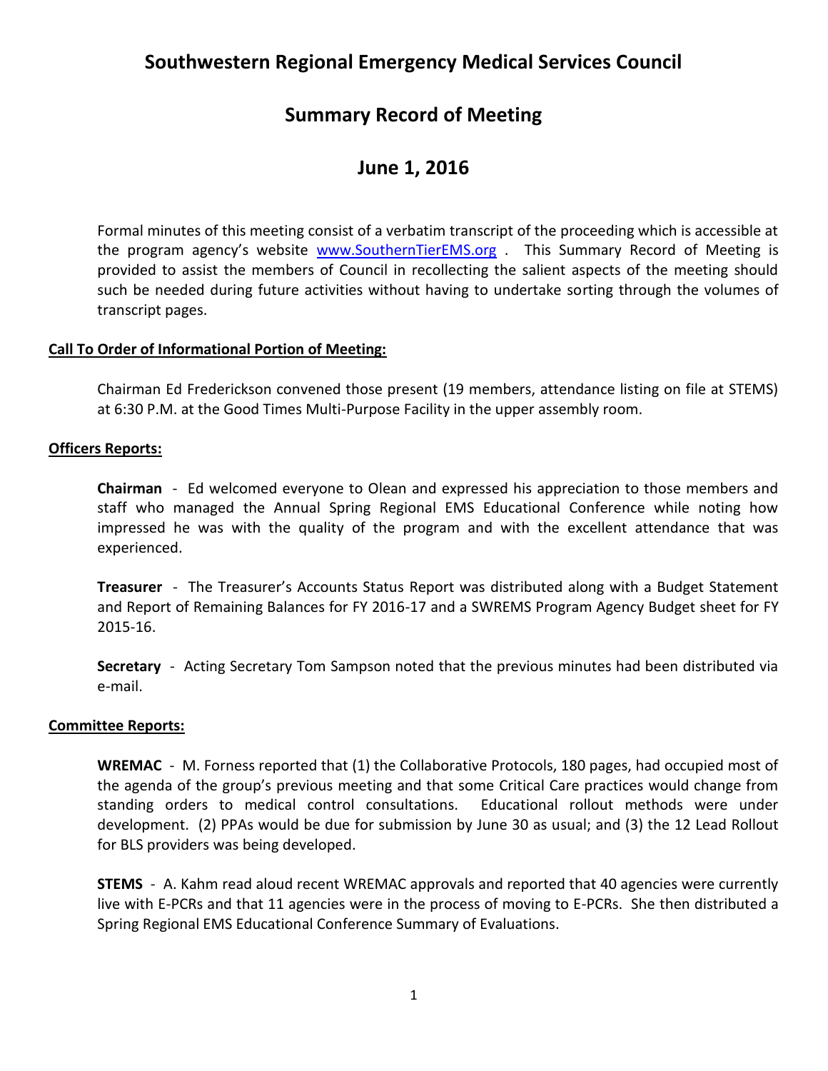# Southwestern Regional Emergency Medical Services Council

## Summary Record of Meeting

## June 1, 2016

Formal minutes of this meeting consist of a verbatim transcript of the proceeding which is accessible at the program agency's website [www.SouthernTierEMS.org](http://www.SouthernTierEMS.org) . This Summary Record of Meeting is provided to assist the members of Council in recollecting the salient aspects of the meeting should such be needed during future activities without having to undertake sorting through the volumes of transcript pages.

### Call To Order of Informational Portion of Meeting:

Chairman Ed Frederickson convened those present (19 members, attendance listing on file at STEMS) at 6:30 P.M. at the Good Times Multi-Purpose Facility in the upper assembly room.

### Officers Reports:

**Chairman** - Ed welcomed everyone to Olean and expressed his appreciation to those members and staff who managed the Annual Spring Regional EMS Educational Conference while noting how impressed he was with the quality of the program and with the excellent attendance that was experienced.

**Treasurer** - The Treasurer's Accounts Status Report was distributed along with a Budget Statement and Report of Remaining Balances for FY 2016-17 and a SWREMS Program Agency Budget sheet for FY 2015-16.

**Secretary** - Acting Secretary Tom Sampson noted that the previous minutes had been distributed via e-mail.

### Committee Reports:

**WREMAC** - M. Forness reported that (1) the Collaborative Protocols, 180 pages, had occupied most of the agenda of the group's previous meeting and that some Critical Care practices would change from standing orders to medical control consultations. Educational rollout methods were under development. (2) PPAs would be due for submission by June 30 as usual; and (3) the 12 Lead Rollout for BLS providers was being developed.

**STEMS** - A. Kahm read aloud recent WREMAC approvals and reported that 40 agencies were currently live with E-PCRs and that 11 agencies were in the process of moving to E-PCRs. She then distributed a Spring Regional EMS Educational Conference Summary of Evaluations.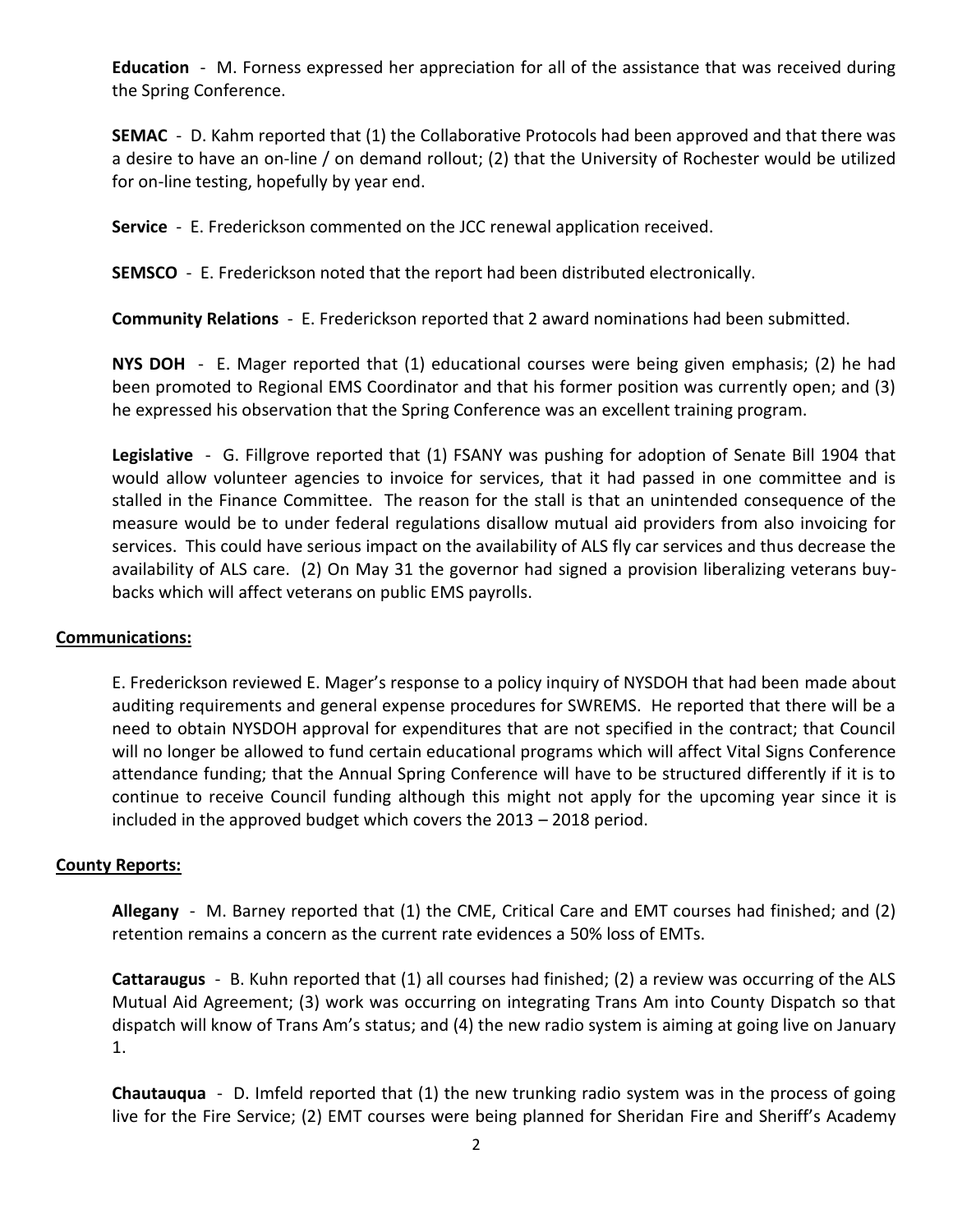**Education** - M. Forness expressed her appreciation for all of the assistance that was received during the Spring Conference.

**SEMAC** - D. Kahm reported that (1) the Collaborative Protocols had been approved and that there was a desire to have an on-line / on demand rollout; (2) that the University of Rochester would be utilized for on-line testing, hopefully by year end.

**Service** - E. Frederickson commented on the JCC renewal application received.

**SEMSCO** - E. Frederickson noted that the report had been distributed electronically.

**Community Relations** - E. Frederickson reported that 2 award nominations had been submitted.

**NYS DOH** - E. Mager reported that (1) educational courses were being given emphasis; (2) he had been promoted to Regional EMS Coordinator and that his former position was currently open; and (3) he expressed his observation that the Spring Conference was an excellent training program.

**Legislative** - G. Fillgrove reported that (1) FSANY was pushing for adoption of Senate Bill 1904 that would allow volunteer agencies to invoice for services, that it had passed in one committee and is stalled in the Finance Committee. The reason for the stall is that an unintended consequence of the measure would be to under federal regulations disallow mutual aid providers from also invoicing for services. This could have serious impact on the availability of ALS fly car services and thus decrease the availability of ALS care. (2) On May 31 the governor had signed a provision liberalizing veterans buy-backs which will affect veterans on public EMS payrolls.

## Communications:

E. Frederickson reviewed E. Mager's response to a policy inquiry of NYSDOH that had been made about auditing requirements and general expense procedures for SWREMS. He reported that there will be a need to obtain NYSDOH approval for expenditures that are not specified in the contract; that Council will no longer be allowed to fund certain educational programs which will affect Vital Signs Conference attendance funding; that the Annual Spring Conference will have to be structured differently if it is to continue to receive Council funding although this might not apply for the upcoming year since it is included in the approved budget which covers the 2013 – 2018 period.

## County Reports:

**Allegany** - M. Barney reported that (1) the CME, Critical Care and EMT courses had finished; and (2) retention remains a concern as the current rate evidences a 50% loss of EMTs.

**Cattaraugus** - B. Kuhn reported that (1) all courses had finished; (2) a review was occurring of the ALS Mutual Aid Agreement; (3) work was occurring on integrating Trans Am into County Dispatch so that dispatch will know of Trans Am's status; and (4) the new radio system is aiming at going live on January 1.

**Chautauqua** - D. Imfeld reported that (1) the new trunking radio system was in the process of going live for the Fire Service; (2) EMT courses were being planned for Sheridan Fire and Sheriff's Academy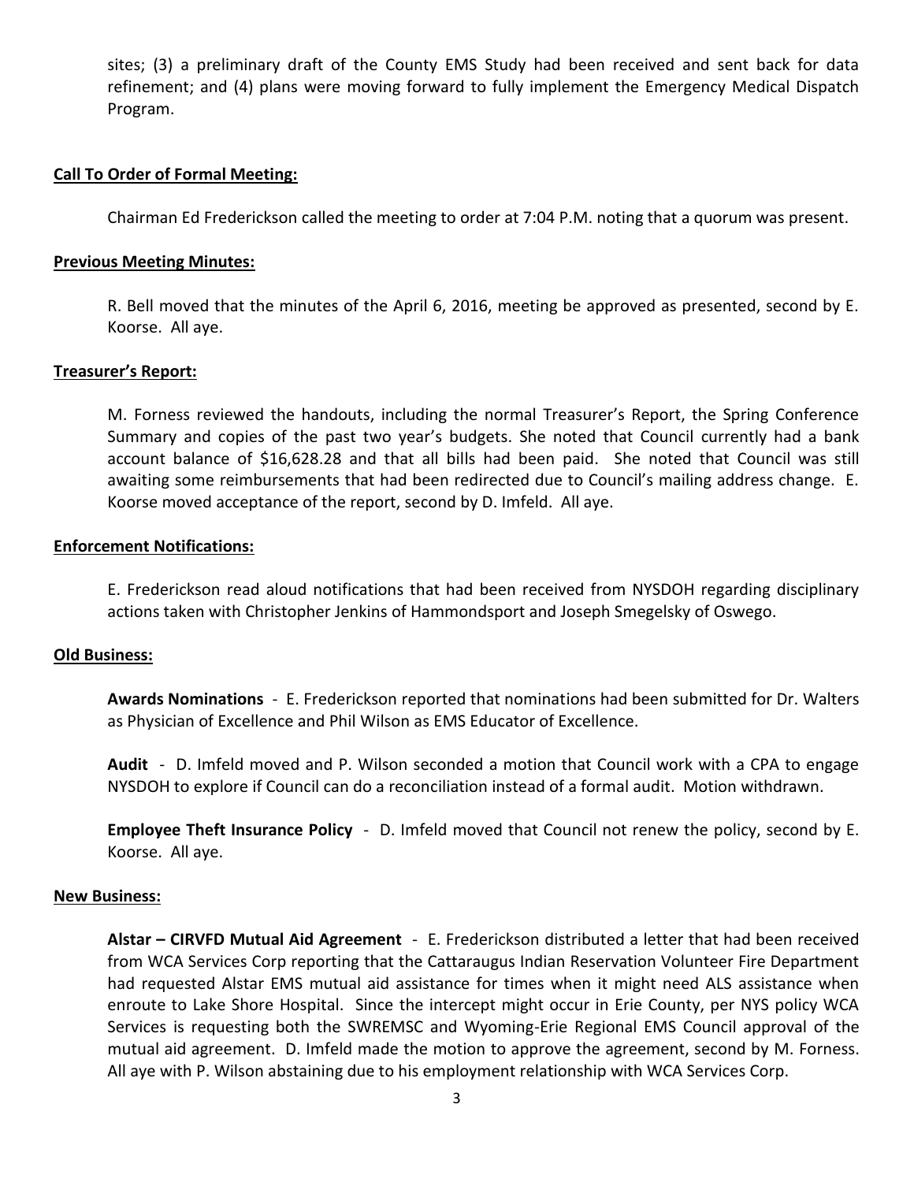sites; (3) a preliminary draft of the County EMS Study had been received and sent back for data refinement; and (4) plans were moving forward to fully implement the Emergency Medical Dispatch Program.

**Call To Order of Formal Meeting:**

Chairman Ed Frederickson called the meeting to order at 7:04 P.M. noting that a quorum was present.

**Previous Meeting Minutes:**

R. Bell moved that the minutes of the April 6, 2016, meeting be approved as presented, second by E. Koorse. All aye.

**Treasurer's Report:**

M. Forness reviewed the handouts, including the normal Treasurer's Report, the Spring Conference Summary and copies of the past two year's budgets. She noted that Council currently had a bank account balance of $16,628.28 and that all bills had been paid. She noted that Council was still awaiting some reimbursements that had been redirected due to Council's mailing address change. E. Koorse moved acceptance of the report, second by D. Imfeld. All aye.

**Enforcement Notifications:**

E. Frederickson read aloud notifications that had been received from NYSDOH regarding disciplinary actions taken with Christopher Jenkins of Hammondsport and Joseph Smegelsky of Oswego.

**Old Business:**

**Awards Nominations** - E. Frederickson reported that nominations had been submitted for Dr. Walters as Physician of Excellence and Phil Wilson as EMS Educator of Excellence.

**Audit** - D. Imfeld moved and P. Wilson seconded a motion that Council work with a CPA to engage NYSDOH to explore if Council can do a reconciliation instead of a formal audit. Motion withdrawn.

**Employee Theft Insurance Policy** - D. Imfeld moved that Council not renew the policy, second by E. Koorse. All aye.

**New Business:**

**Alstar – CIRVFD Mutual Aid Agreement** - E. Frederickson distributed a letter that had been received from WCA Services Corp reporting that the Cattaraugus Indian Reservation Volunteer Fire Department had requested Alstar EMS mutual aid assistance for times when it might need ALS assistance when enroute to Lake Shore Hospital. Since the intercept might occur in Erie County, per NYS policy WCA Services is requesting both the SWREMSC and Wyoming-Erie Regional EMS Council approval of the mutual aid agreement. D. Imfeld made the motion to approve the agreement, second by M. Forness. All aye with P. Wilson abstaining due to his employment relationship with WCA Services Corp.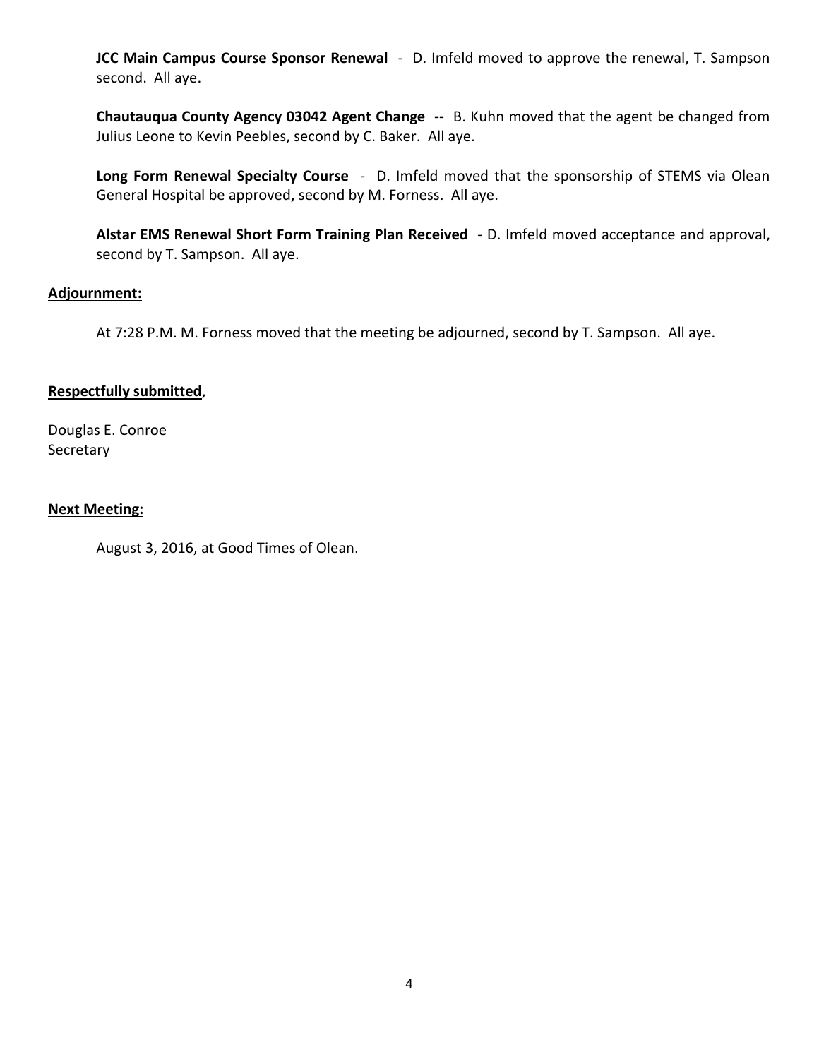**JCC Main Campus Course Sponsor Renewal** - D. Imfeld moved to approve the renewal, T. Sampson second. All aye.

**Chautauqua County Agency 03042 Agent Change** -- B. Kuhn moved that the agent be changed from Julius Leone to Kevin Peebles, second by C. Baker. All aye.

**Long Form Renewal Specialty Course** - D. Imfeld moved that the sponsorship of STEMS via Olean General Hospital be approved, second by M. Forness. All aye.

**Alstar EMS Renewal Short Form Training Plan Received** - D. Imfeld moved acceptance and approval, second by T. Sampson. All aye.

**Adjournment:**

At 7:28 P.M. M. Forness moved that the meeting be adjourned, second by T. Sampson. All aye.

**Respectfully submitted**,

Douglas E. Conroe
Secretary

**Next Meeting:**

August 3, 2016, at Good Times of Olean.